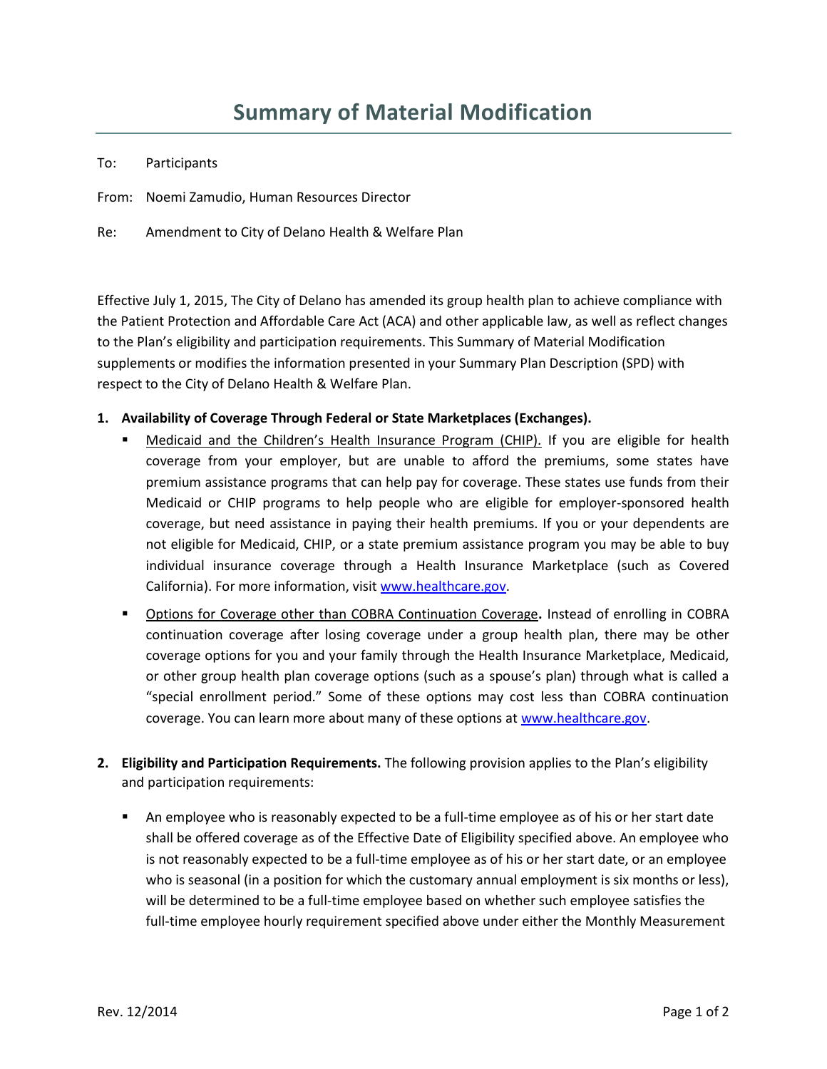# Summary of Material Modification

To: Participants

From: Noemi Zamudio, Human Resources Director

Re: Amendment to City of Delano Health & Welfare Plan

Effective July 1, 2015, The City of Delano has amended its group health plan to achieve compliance with the Patient Protection and Affordable Care Act (ACA) and other applicable law, as well as reflect changes to the Plan's eligibility and participation requirements. This Summary of Material Modification supplements or modifies the information presented in your Summary Plan Description (SPD) with respect to the City of Delano Health & Welfare Plan.

1. **Availability of Coverage Through Federal or State Marketplaces (Exchanges).**
   - <u>Medicaid and the Children's Health Insurance Program (CHIP).</u> If you are eligible for health coverage from your employer, but are unable to afford the premiums, some states have premium assistance programs that can help pay for coverage. These states use funds from their Medicaid or CHIP programs to help people who are eligible for employer-sponsored health coverage, but need assistance in paying their health premiums. If you or your dependents are not eligible for Medicaid, CHIP, or a state premium assistance program you may be able to buy individual insurance coverage through a Health Insurance Marketplace (such as Covered California). For more information, visit www.healthcare.gov.
   - <u>Options for Coverage other than COBRA Continuation Coverage</u>**.** Instead of enrolling in COBRA continuation coverage after losing coverage under a group health plan, there may be other coverage options for you and your family through the Health Insurance Marketplace, Medicaid, or other group health plan coverage options (such as a spouse's plan) through what is called a "special enrollment period." Some of these options may cost less than COBRA continuation coverage. You can learn more about many of these options at www.healthcare.gov.

2. **Eligibility and Participation Requirements.** The following provision applies to the Plan's eligibility and participation requirements:

   - An employee who is reasonably expected to be a full-time employee as of his or her start date shall be offered coverage as of the Effective Date of Eligibility specified above. An employee who is not reasonably expected to be a full-time employee as of his or her start date, or an employee who is seasonal (in a position for which the customary annual employment is six months or less), will be determined to be a full-time employee based on whether such employee satisfies the full-time employee hourly requirement specified above under either the Monthly Measurement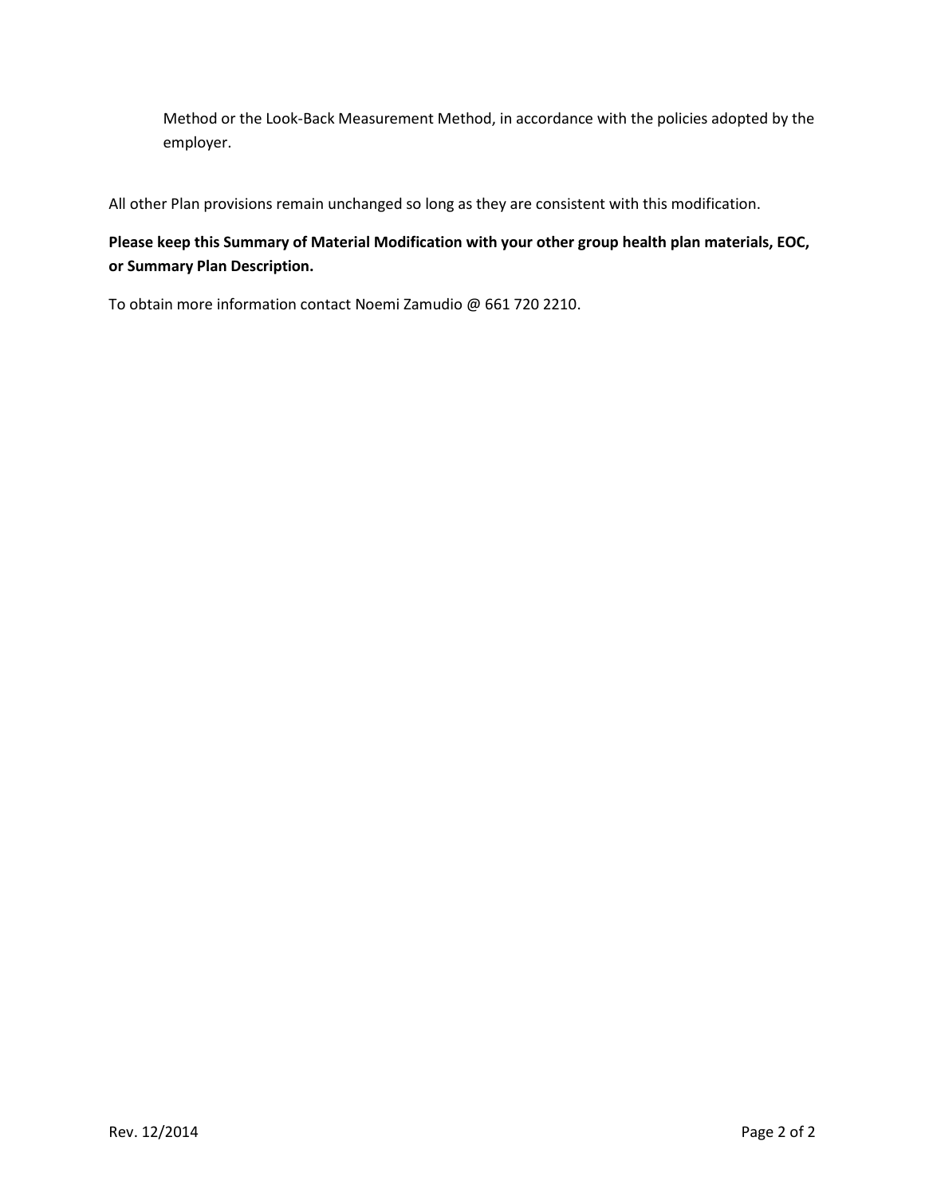Method or the Look-Back Measurement Method, in accordance with the policies adopted by the employer.

All other Plan provisions remain unchanged so long as they are consistent with this modification.

**Please keep this Summary of Material Modification with your other group health plan materials, EOC, or Summary Plan Description.**

To obtain more information contact Noemi Zamudio @ 661 720 2210.

Rev. 12/2014